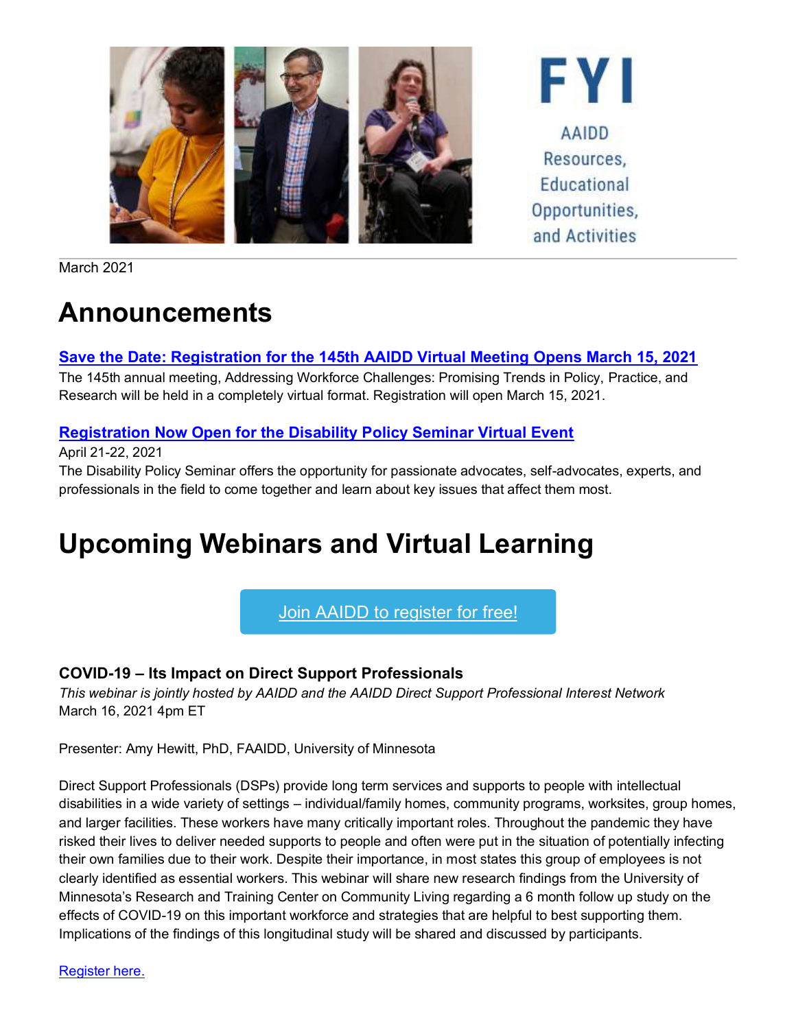FYI

AAIDD Resources, Educational Opportunities, and Activities

March 2021

# Announcements

**[Save the Date: Registration for the 145th AAIDD Virtual Meeting Opens March 15, 2021]()**

The 145th annual meeting, Addressing Workforce Challenges: Promising Trends in Policy, Practice, and Research will be held in a completely virtual format. Registration will open March 15, 2021.

**[Registration Now Open for the Disability Policy Seminar Virtual Event]()**

April 21-22, 2021

The Disability Policy Seminar offers the opportunity for passionate advocates, self-advocates, experts, and professionals in the field to come together and learn about key issues that affect them most.

# Upcoming Webinars and Virtual Learning

[Join AAIDD to register for free!]()

### COVID-19 – Its Impact on Direct Support Professionals

*This webinar is jointly hosted by AAIDD and the AAIDD Direct Support Professional Interest Network*

March 16, 2021 4pm ET

Presenter: Amy Hewitt, PhD, FAAIDD, University of Minnesota

Direct Support Professionals (DSPs) provide long term services and supports to people with intellectual disabilities in a wide variety of settings – individual/family homes, community programs, worksites, group homes, and larger facilities. These workers have many critically important roles. Throughout the pandemic they have risked their lives to deliver needed supports to people and often were put in the situation of potentially infecting their own families due to their work. Despite their importance, in most states this group of employees is not clearly identified as essential workers. This webinar will share new research findings from the University of Minnesota's Research and Training Center on Community Living regarding a 6 month follow up study on the effects of COVID-19 on this important workforce and strategies that are helpful to best supporting them. Implications of the findings of this longitudinal study will be shared and discussed by participants.

[Register here.]()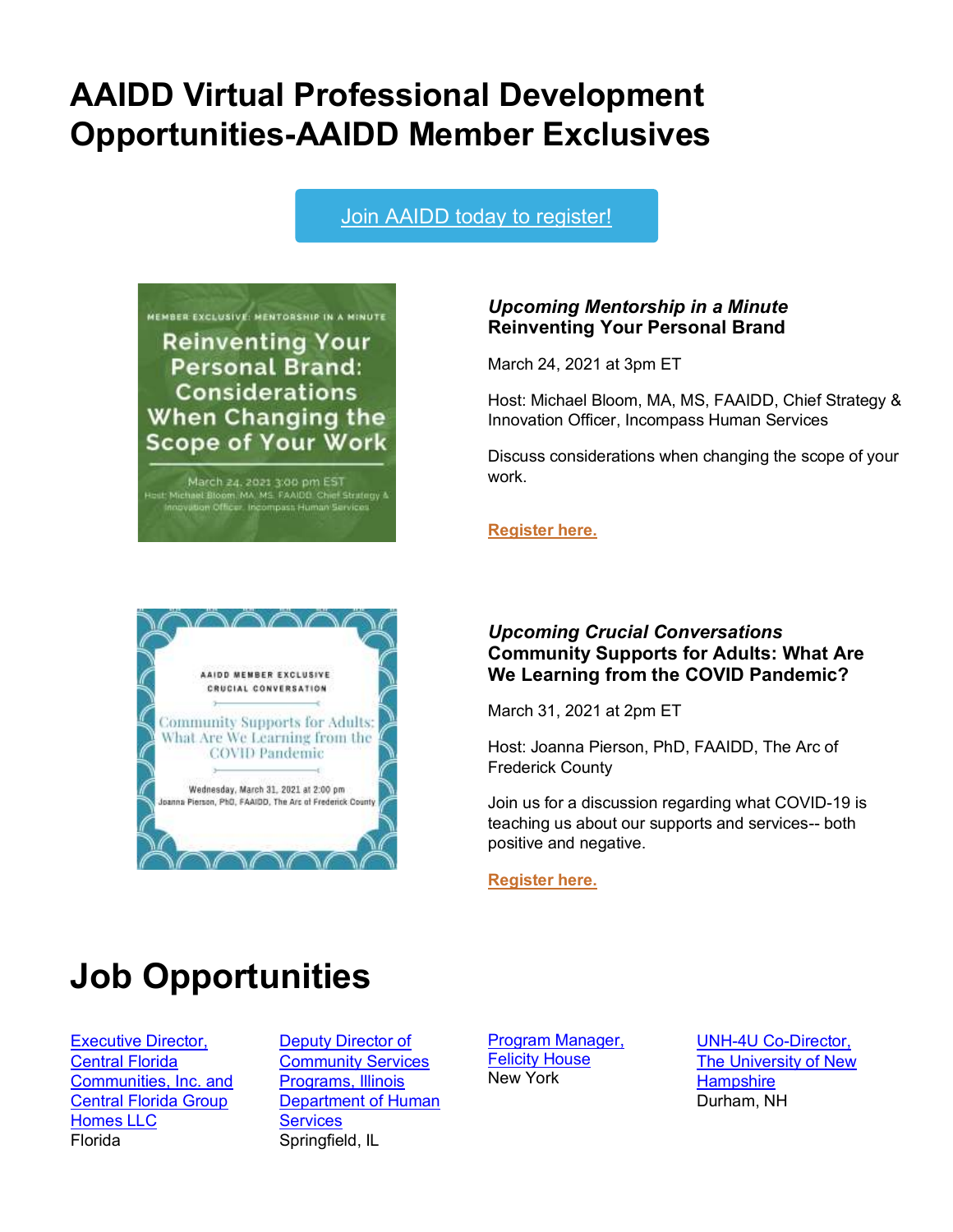# AAIDD Virtual Professional Development Opportunities-AAIDD Member Exclusives

Join AAIDD today to register!

***Upcoming Mentorship in a Minute***
**Reinventing Your Personal Brand**

March 24, 2021 at 3pm ET

Host: Michael Bloom, MA, MS, FAAIDD, Chief Strategy & Innovation Officer, Incompass Human Services

Discuss considerations when changing the scope of your work.

**Register here.**

***Upcoming Crucial Conversations***
**Community Supports for Adults: What Are We Learning from the COVID Pandemic?**

March 31, 2021 at 2pm ET

Host: Joanna Pierson, PhD, FAAIDD, The Arc of Frederick County

Join us for a discussion regarding what COVID-19 is teaching us about our supports and services-- both positive and negative.

**Register here.**

# Job Opportunities

Executive Director, Central Florida Communities, Inc. and Central Florida Group Homes LLC
Florida

Deputy Director of Community Services Programs, Illinois Department of Human Services
Springfield, IL

Program Manager, Felicity House
New York

UNH-4U Co-Director, The University of New Hampshire
Durham, NH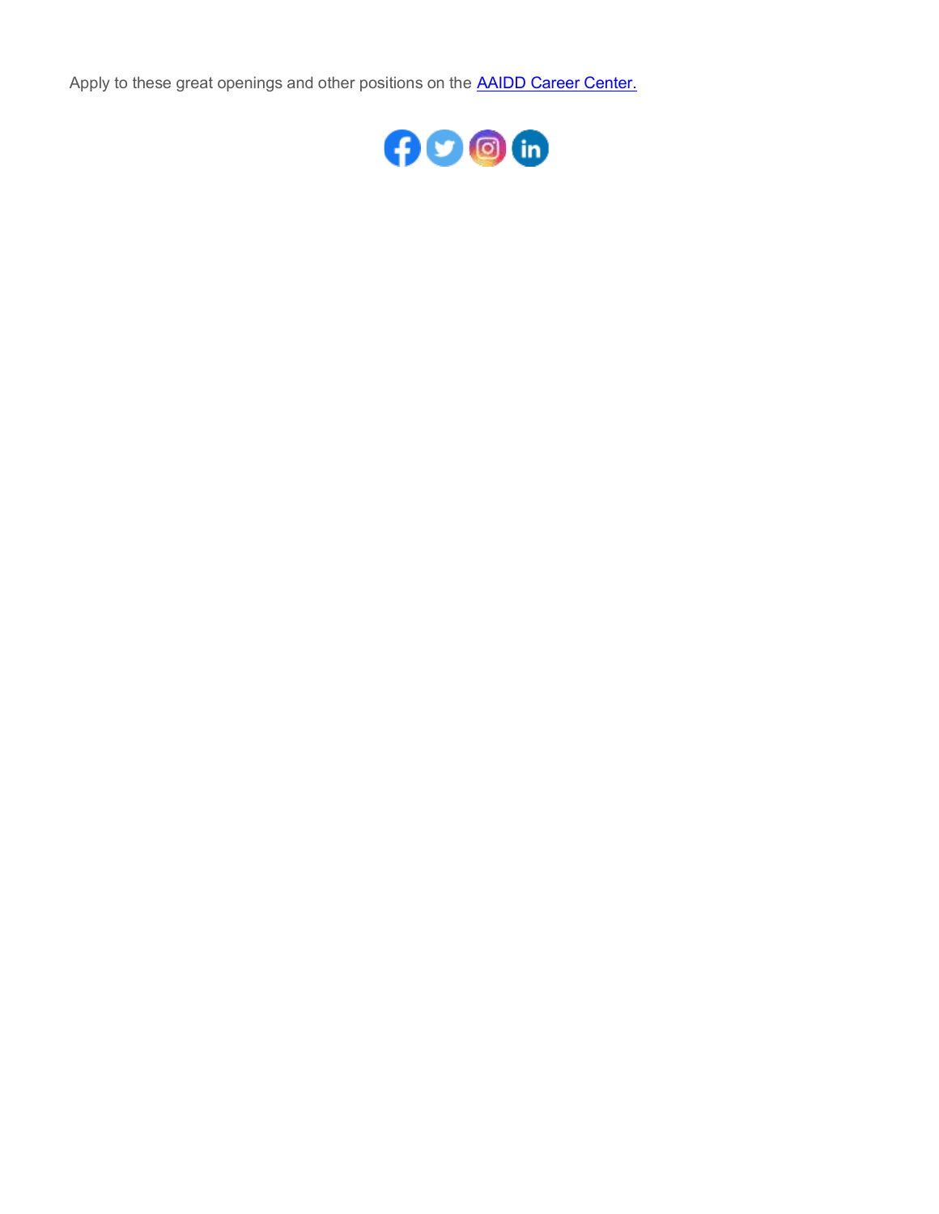Apply to these great openings and other positions on the AAIDD Career Center.